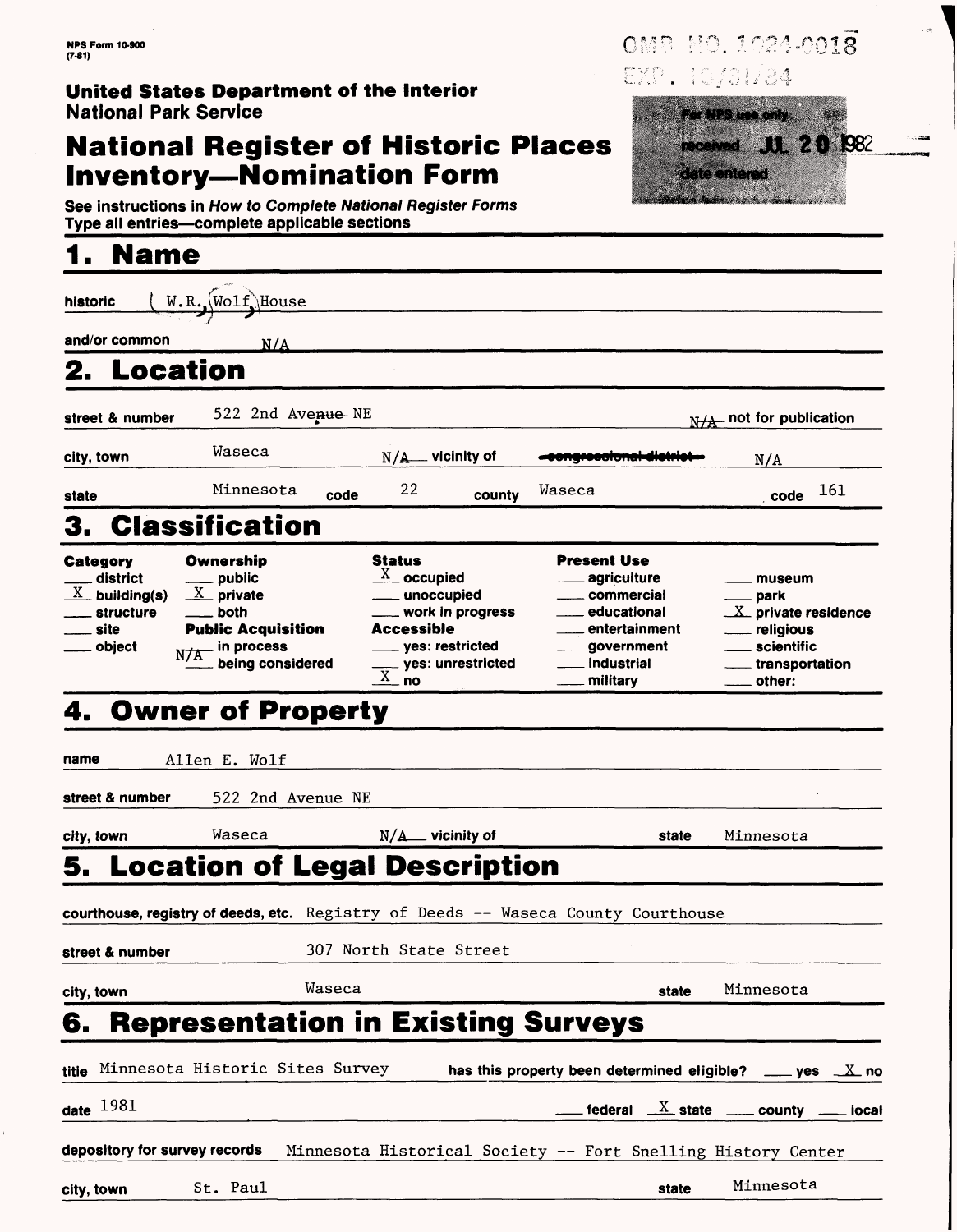NPS Form 10-900
(7-81)

OMB NO. 1024-0018
EXP. 10/31/84

**United States Department of the Interior**
**National Park Service**

For NPS use only
received JUL 20 1982
date entered

# National Register of Historic Places Inventory—Nomination Form

See instructions in *How to Complete National Register Forms*
Type all entries—complete applicable sections

## 1. Name

historic: W.R. Wolf House

and/or common: N/A

## 2. Location

street & number: 522 2nd Avenue NE — N/A not for publication

city, town: Waseca — N/A vicinity of — ~~congressional district~~ N/A

state: Minnesota — code: 22 — county: Waseca — code: 161

## 3. Classification

| Category | Ownership | Status | Present Use | |
|---|---|---|---|---|
| ___ district | ___ public | X occupied | ___ agriculture | ___ museum |
| X building(s) | X private | ___ unoccupied | ___ commercial | ___ park |
| ___ structure | ___ both | ___ work in progress | ___ educational | X private residence |
| ___ site | **Public Acquisition** | **Accessible** | ___ entertainment | ___ religious |
| ___ object | ___ in process | ___ yes: restricted | ___ government | ___ scientific |
| | N/A being considered | ___ yes: unrestricted | ___ industrial | ___ transportation |
| | | X no | ___ military | ___ other: |

## 4. Owner of Property

name: Allen E. Wolf

street & number: 522 2nd Avenue NE

city, town: Waseca — N/A vicinity of — state: Minnesota

## 5. Location of Legal Description

courthouse, registry of deeds, etc.: Registry of Deeds -- Waseca County Courthouse

street & number: 307 North State Street

city, town: Waseca — state: Minnesota

## 6. Representation in Existing Surveys

title: Minnesota Historic Sites Survey — has this property been determined eligible? ___ yes X no

date: 1981 — ___ federal X state ___ county ___ local

depository for survey records: Minnesota Historical Society -- Fort Snelling History Center

city, town: St. Paul — state: Minnesota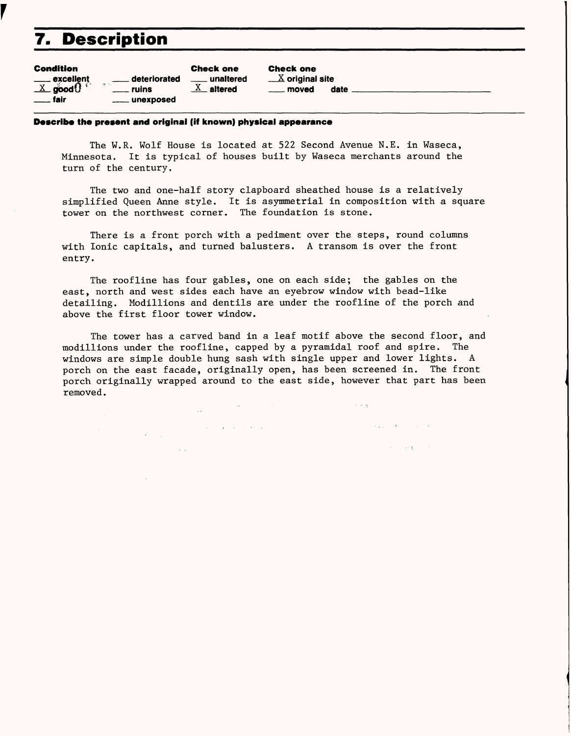# 7. Description

| Condition | | Check one | Check one |
|---|---|---|---|
| ___ excellent | ___ deteriorated | ___ unaltered | X original site |
| X good | ___ ruins | X altered | ___ moved date ___ |
| ___ fair | ___ unexposed | | |

**Describe the present and original (if known) physical appearance**

The W.R. Wolf House is located at 522 Second Avenue N.E. in Waseca, Minnesota. It is typical of houses built by Waseca merchants around the turn of the century.

The two and one-half story clapboard sheathed house is a relatively simplified Queen Anne style. It is asymmetrial in composition with a square tower on the northwest corner. The foundation is stone.

There is a front porch with a pediment over the steps, round columns with Ionic capitals, and turned balusters. A transom is over the front entry.

The roofline has four gables, one on each side; the gables on the east, north and west sides each have an eyebrow window with bead-like detailing. Modillions and dentils are under the roofline of the porch and above the first floor tower window.

The tower has a carved band in a leaf motif above the second floor, and modillions under the roofline, capped by a pyramidal roof and spire. The windows are simple double hung sash with single upper and lower lights. A porch on the east facade, originally open, has been screened in. The front porch originally wrapped around to the east side, however that part has been removed.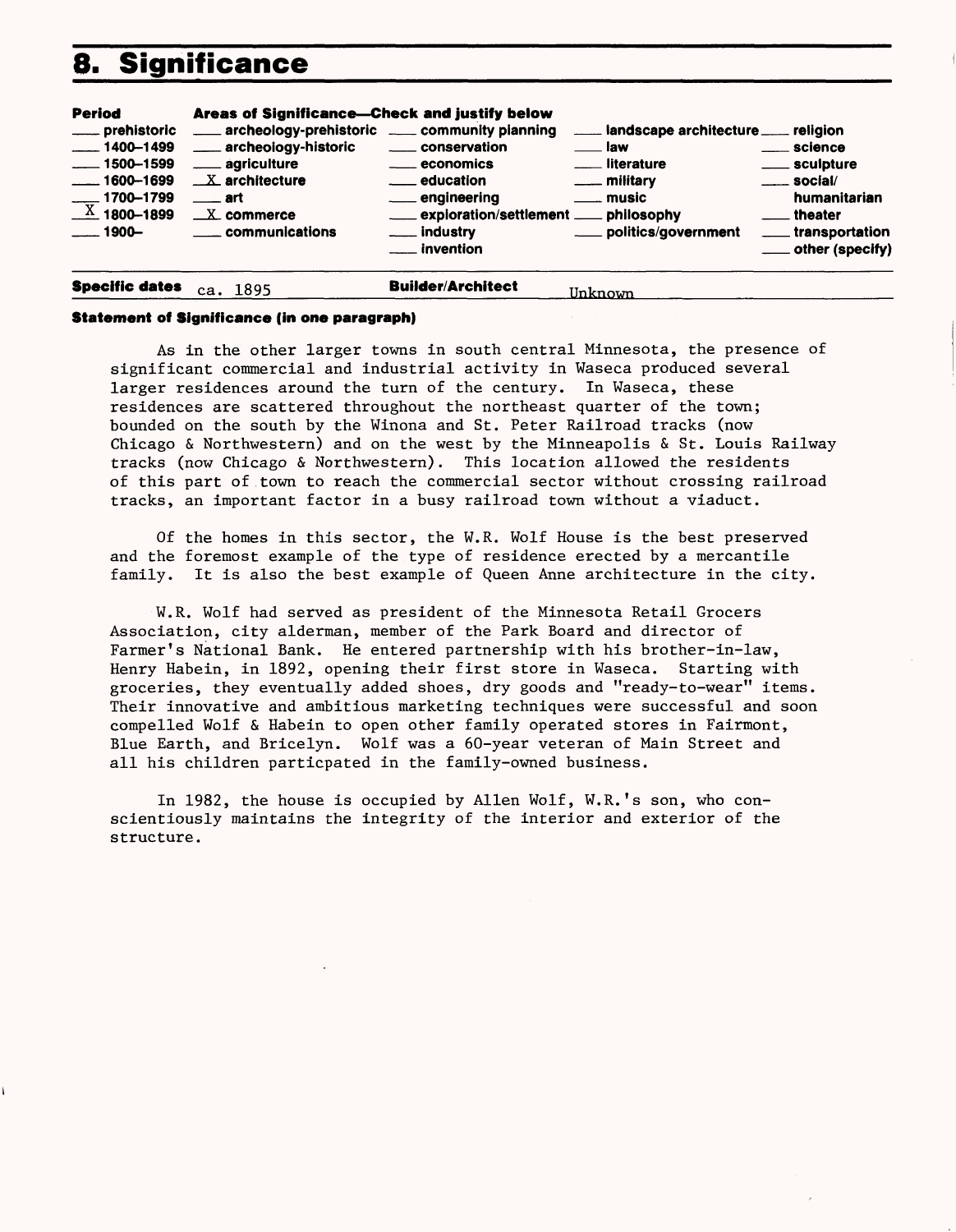## 8. Significance

| Period | Areas of Significance—Check and justify below | | | |
|---|---|---|---|---|
| ___ prehistoric | ___ archeology-prehistoric | ___ community planning | ___ landscape architecture | ___ religion |
| ___ 1400–1499 | ___ archeology-historic | ___ conservation | ___ law | ___ science |
| ___ 1500–1599 | ___ agriculture | ___ economics | ___ literature | ___ sculpture |
| ___ 1600–1699 | X architecture | ___ education | ___ military | ___ social/humanitarian |
| ___ 1700–1799 | ___ art | ___ engineering | ___ music | ___ theater |
| X 1800–1899 | X commerce | ___ exploration/settlement | ___ philosophy | ___ transportation |
| ___ 1900– | ___ communications | ___ industry | ___ politics/government | ___ other (specify) |
| | | ___ invention | | |

**Specific dates** ca. 1895 **Builder/Architect** Unknown

**Statement of Significance (in one paragraph)**

As in the other larger towns in south central Minnesota, the presence of significant commercial and industrial activity in Waseca produced several larger residences around the turn of the century. In Waseca, these residences are scattered throughout the northeast quarter of the town; bounded on the south by the Winona and St. Peter Railroad tracks (now Chicago & Northwestern) and on the west by the Minneapolis & St. Louis Railway tracks (now Chicago & Northwestern). This location allowed the residents of this part of town to reach the commercial sector without crossing railroad tracks, an important factor in a busy railroad town without a viaduct.

Of the homes in this sector, the W.R. Wolf House is the best preserved and the foremost example of the type of residence erected by a mercantile family. It is also the best example of Queen Anne architecture in the city.

W.R. Wolf had served as president of the Minnesota Retail Grocers Association, city alderman, member of the Park Board and director of Farmer's National Bank. He entered partnership with his brother-in-law, Henry Habein, in 1892, opening their first store in Waseca. Starting with groceries, they eventually added shoes, dry goods and "ready-to-wear" items. Their innovative and ambitious marketing techniques were successful and soon compelled Wolf & Habein to open other family operated stores in Fairmont, Blue Earth, and Bricelyn. Wolf was a 60-year veteran of Main Street and all his children particpated in the family-owned business.

In 1982, the house is occupied by Allen Wolf, W.R.'s son, who conscientiously maintains the integrity of the interior and exterior of the structure.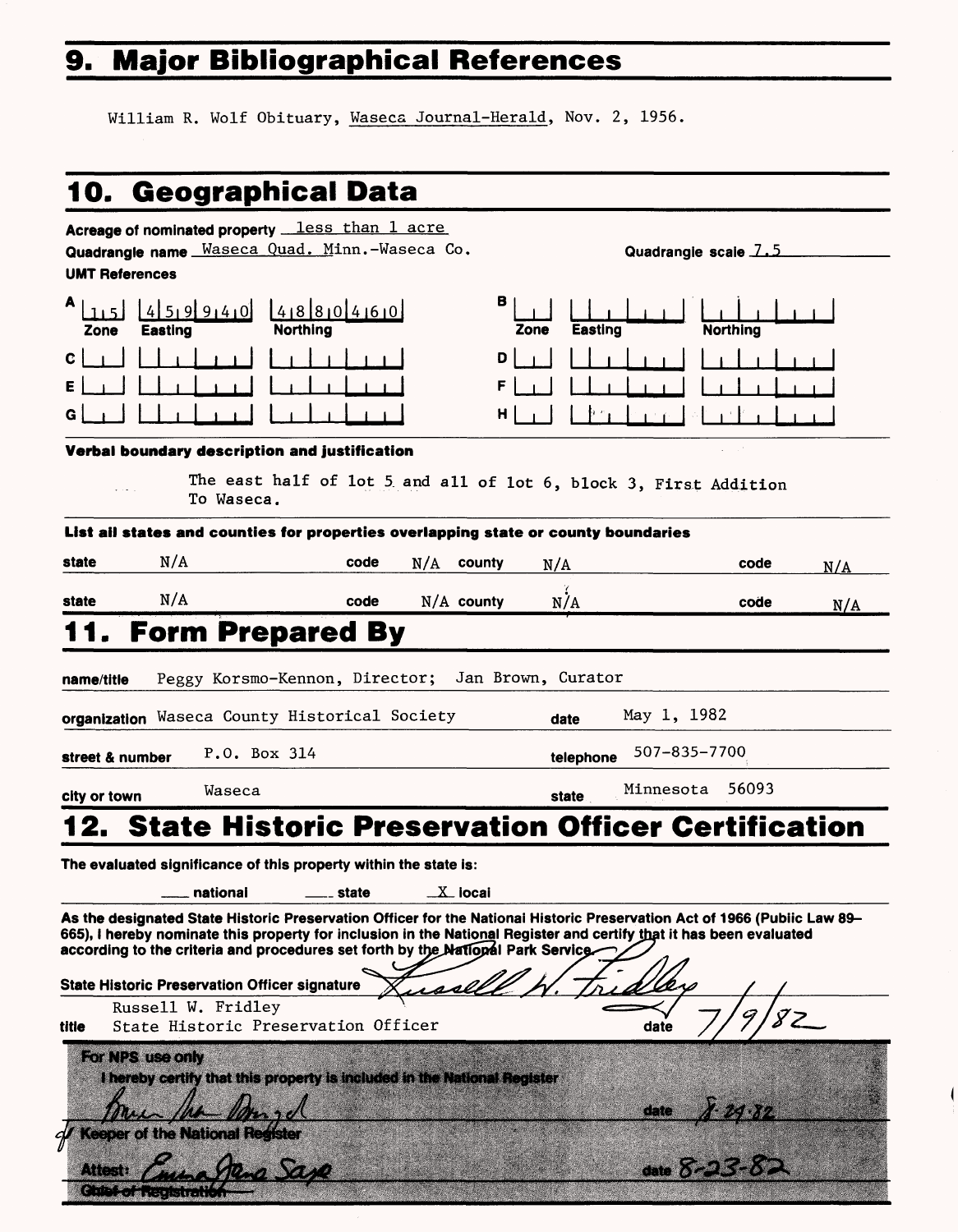# 9. Major Bibliographical References

William R. Wolf Obituary, Waseca Journal-Herald, Nov. 2, 1956.

# 10. Geographical Data

**Acreage of nominated property** less than 1 acre

**Quadrangle name** Waseca Quad. Minn.-Waseca Co. **Quadrangle scale** 7.5

**UMT References**

| | Zone | Easting | Northing | | Zone | Easting | Northing |
|---|---|---|---|---|---|---|---|
| A | 15 | 459940 | 4880460 | B | | | |
| C | | | | D | | | |
| E | | | | F | | | |
| G | | | | H | | | |

**Verbal boundary description and justification**

The east half of lot 5 and all of lot 6, block 3, First Addition To Waseca.

**List all states and counties for properties overlapping state or county boundaries**

| state | | code | | county | | code | |
|---|---|---|---|---|---|---|---|
| state | N/A | code | N/A | county | N/A | code | N/A |
| state | N/A | code | N/A | county | N/A | code | N/A |

# 11. Form Prepared By

**name/title** Peggy Korsmo-Kennon, Director; Jan Brown, Curator

**organization** Waseca County Historical Society **date** May 1, 1982

**street & number** P.O. Box 314 **telephone** 507-835-7700

**city or town** Waseca **state** Minnesota 56093

# 12. State Historic Preservation Officer Certification

**The evaluated significance of this property within the state is:**

___ national ___ state _X_ local

**As the designated State Historic Preservation Officer for the National Historic Preservation Act of 1966 (Public Law 89–665), I hereby nominate this property for inclusion in the National Register and certify that it has been evaluated according to the criteria and procedures set forth by the National Park Service.**

**State Historic Preservation Officer signature** Russell W. Fridley

Russell W. Fridley

**title** State Historic Preservation Officer **date** 7/9/82

**For NPS use only**

**I hereby certify that this property is included in the National Register**

Bruce MacDougal **date** 8-24-82

**of Keeper of the National Register**

**Attest:** Emma Jean Saye **date** 8-23-82

~~**Chief of Registration**~~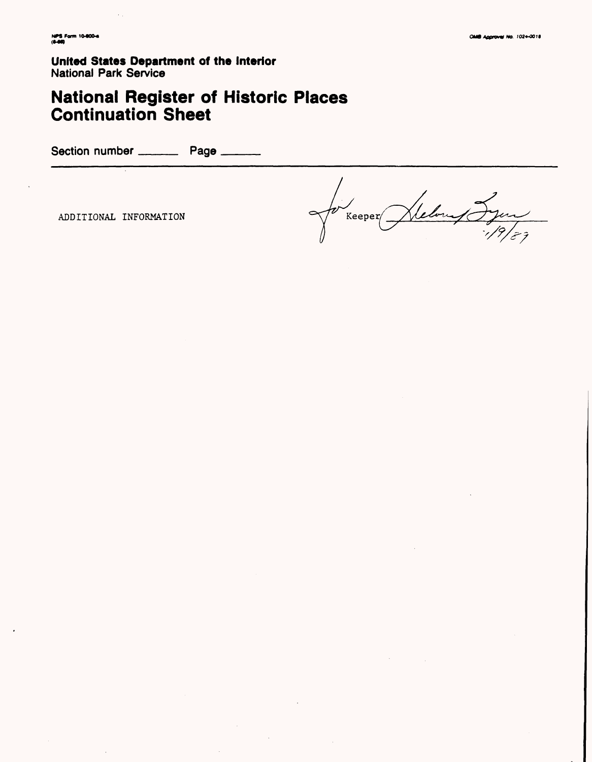NPS Form 10-900-a
(8-86)

OMB Approval No. 1024-0018

**United States Department of the Interior**
National Park Service

# National Register of Historic Places Continuation Sheet

Section number ______ Page ______

ADDITIONAL INFORMATION

for Keeper Delores Byers
1/9/89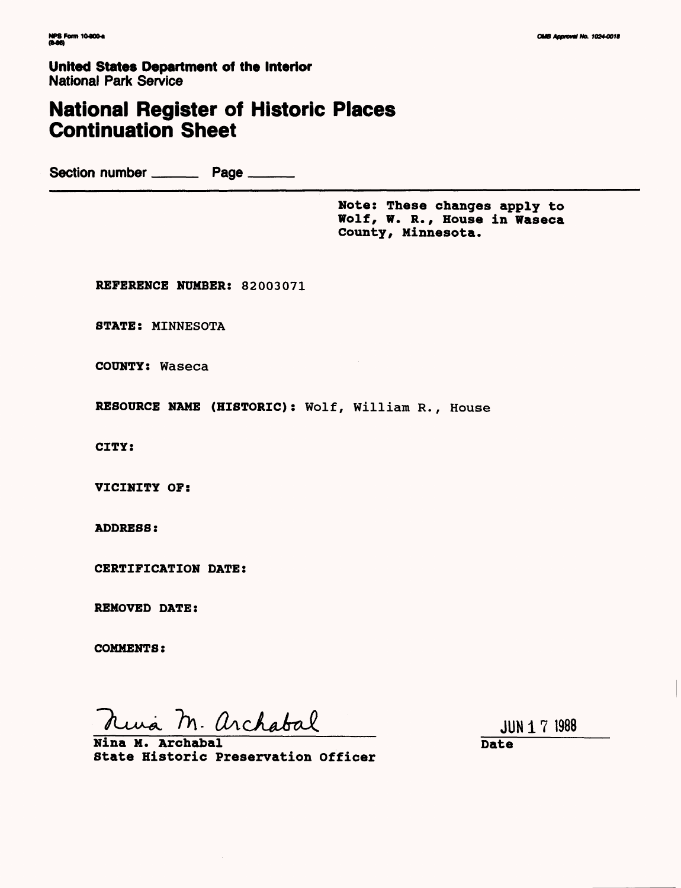NPS Form 10-900-a (8-86)

OMB Approval No. 1024-0018

**United States Department of the Interior**
National Park Service

# National Register of Historic Places Continuation Sheet

Section number ______ Page ______

**Note: These changes apply to Wolf, W. R., House in Waseca County, Minnesota.**

**REFERENCE NUMBER:** 82003071

**STATE:** MINNESOTA

**COUNTY:** Waseca

**RESOURCE NAME (HISTORIC):** Wolf, William R., House

**CITY:**

**VICINITY OF:**

**ADDRESS:**

**CERTIFICATION DATE:**

**REMOVED DATE:**

**COMMENTS:**

Nina M. Archabal
**Nina M. Archabal**
**State Historic Preservation Officer**

JUN 17 1988
**Date**